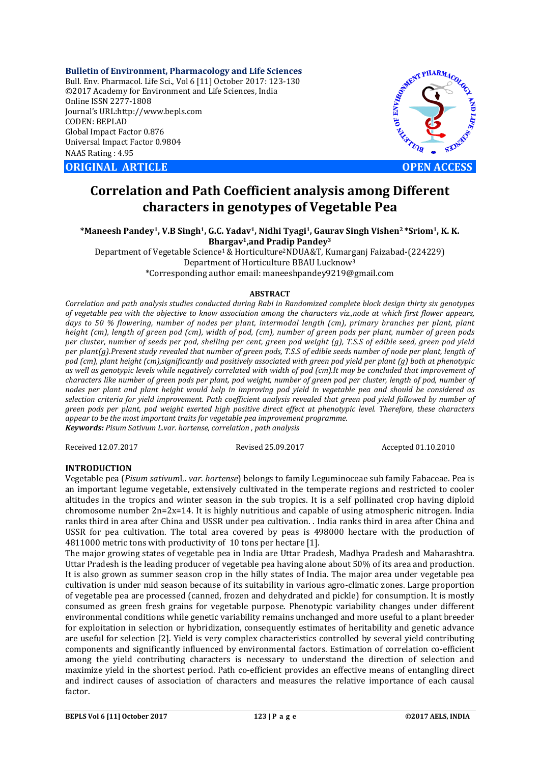**Bulletin of Environment, Pharmacology and Life Sciences**
Bull. Env. Pharmacol. Life Sci., Vol 6 [11] October 2017: 123-130
©2017 Academy for Environment and Life Sciences, India
Online ISSN 2277-1808
Journal's URL:http://www.bepls.com
CODEN: BEPLAD
Global Impact Factor 0.876
Universal Impact Factor 0.9804
NAAS Rating : 4.95

**ORIGINAL ARTICLE** **OPEN ACCESS**

# Correlation and Path Coefficient analysis among Different characters in genotypes of Vegetable Pea

**\*Maneesh Pandey[1], V.B Singh[1], G.C. Yadav[1], Nidhi Tyagi[1], Gaurav Singh Vishen[2] \*Sriom[1], K. K. Bhargav[1],and Pradip Pandey[3]**

Department of Vegetable Science[1] & Horticulture[2]NDUA&T, Kumarganj Faizabad-(224229)
Department of Horticulture BBAU Lucknow[3]
\*Corresponding author email: maneeshpandey9219@gmail.com

**ABSTRACT**

*Correlation and path analysis studies conducted during Rabi in Randomized complete block design thirty six genotypes of vegetable pea with the objective to know association among the characters viz.,node at which first flower appears, days to 50 % flowering, number of nodes per plant, intermodal length (cm), primary branches per plant, plant height (cm), length of green pod (cm), width of pod, (cm), number of green pods per plant, number of green pods per cluster, number of seeds per pod, shelling per cent, green pod weight (g), T.S.S of edible seed, green pod yield per plant(g).Present study revealed that number of green pods, T.S.S of edible seeds number of node per plant, length of pod (cm), plant height (cm),significantly and positively associated with green pod yield per plant (g) both at phenotypic as well as genotypic levels while negatively correlated with width of pod (cm).It may be concluded that improvement of characters like number of green pods per plant, pod weight, number of green pod per cluster, length of pod, number of nodes per plant and plant height would help in improving pod yield in vegetable pea and should be considered as selection criteria for yield improvement. Path coefficient analysis revealed that green pod yield followed by number of green pods per plant, pod weight exerted high positive direct effect at phenotypic level. Therefore, these characters appear to be the most important traits for vegetable pea improvement programme.*

***Keywords:*** *Pisum Sativum L.var. hortense, correlation , path analysis*

Received 12.07.2017 Revised 25.09.2017 Accepted 01.10.2010

## INTRODUCTION

Vegetable pea (*Pisum sativum*L. *var. hortense*) belongs to family Leguminoceae sub family Fabaceae. Pea is an important legume vegetable, extensively cultivated in the temperate regions and restricted to cooler altitudes in the tropics and winter season in the sub tropics. It is a self pollinated crop having diploid chromosome number 2n=2x=14. It is highly nutritious and capable of using atmospheric nitrogen. India ranks third in area after China and USSR under pea cultivation. . India ranks third in area after China and USSR for pea cultivation. The total area covered by peas is 498000 hectare with the production of 4811000 metric tons with productivity of 10 tons per hectare [1].

The major growing states of vegetable pea in India are Uttar Pradesh, Madhya Pradesh and Maharashtra. Uttar Pradesh is the leading producer of vegetable pea having alone about 50% of its area and production. It is also grown as summer season crop in the hilly states of India. The major area under vegetable pea cultivation is under mid season because of its suitability in various agro-climatic zones. Large proportion of vegetable pea are processed (canned, frozen and dehydrated and pickle) for consumption. It is mostly consumed as green fresh grains for vegetable purpose. Phenotypic variability changes under different environmental conditions while genetic variability remains unchanged and more useful to a plant breeder for exploitation in selection or hybridization, consequently estimates of heritability and genetic advance are useful for selection [2]. Yield is very complex characteristics controlled by several yield contributing components and significantly influenced by environmental factors. Estimation of correlation co-efficient among the yield contributing characters is necessary to understand the direction of selection and maximize yield in the shortest period. Path co-efficient provides an effective means of entangling direct and indirect causes of association of characters and measures the relative importance of each causal factor.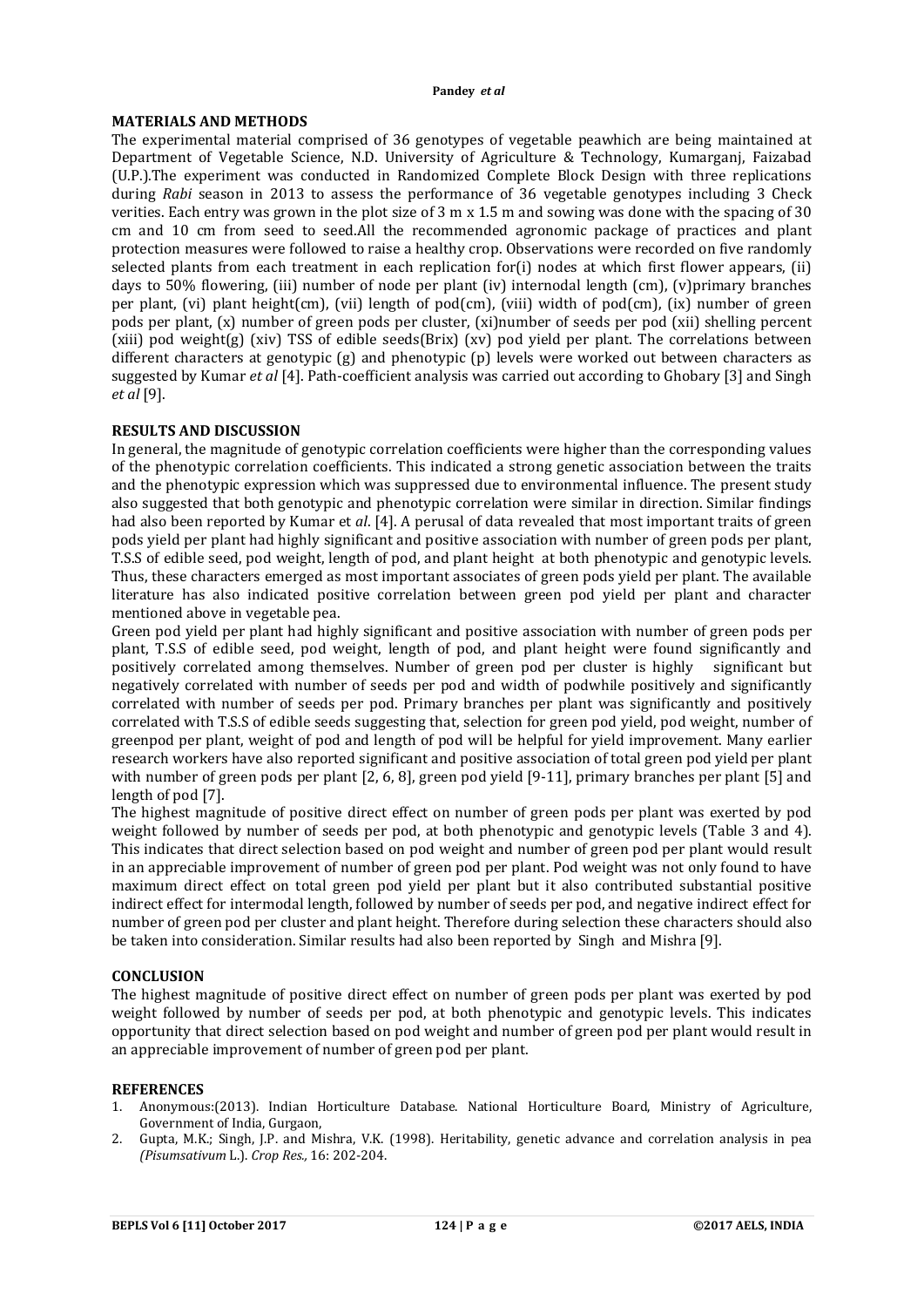## MATERIALS AND METHODS

The experimental material comprised of 36 genotypes of vegetable peawhich are being maintained at Department of Vegetable Science, N.D. University of Agriculture & Technology, Kumarganj, Faizabad (U.P.).The experiment was conducted in Randomized Complete Block Design with three replications during *Rabi* season in 2013 to assess the performance of 36 vegetable genotypes including 3 Check verities. Each entry was grown in the plot size of 3 m x 1.5 m and sowing was done with the spacing of 30 cm and 10 cm from seed to seed.All the recommended agronomic package of practices and plant protection measures were followed to raise a healthy crop. Observations were recorded on five randomly selected plants from each treatment in each replication for(i) nodes at which first flower appears, (ii) days to 50% flowering, (iii) number of node per plant (iv) internodal length (cm), (v)primary branches per plant, (vi) plant height(cm), (vii) length of pod(cm), (viii) width of pod(cm), (ix) number of green pods per plant, (x) number of green pods per cluster, (xi)number of seeds per pod (xii) shelling percent (xiii) pod weight(g) (xiv) TSS of edible seeds(Brix) (xv) pod yield per plant. The correlations between different characters at genotypic (g) and phenotypic (p) levels were worked out between characters as suggested by Kumar *et al* [4]. Path-coefficient analysis was carried out according to Ghobary [3] and Singh *et al* [9].

## RESULTS AND DISCUSSION

In general, the magnitude of genotypic correlation coefficients were higher than the corresponding values of the phenotypic correlation coefficients. This indicated a strong genetic association between the traits and the phenotypic expression which was suppressed due to environmental influence. The present study also suggested that both genotypic and phenotypic correlation were similar in direction. Similar findings had also been reported by Kumar et *al*. [4]. A perusal of data revealed that most important traits of green pods yield per plant had highly significant and positive association with number of green pods per plant, T.S.S of edible seed, pod weight, length of pod, and plant height at both phenotypic and genotypic levels. Thus, these characters emerged as most important associates of green pods yield per plant. The available literature has also indicated positive correlation between green pod yield per plant and character mentioned above in vegetable pea.

Green pod yield per plant had highly significant and positive association with number of green pods per plant, T.S.S of edible seed, pod weight, length of pod, and plant height were found significantly and positively correlated among themselves. Number of green pod per cluster is highly significant but negatively correlated with number of seeds per pod and width of podwhile positively and significantly correlated with number of seeds per pod. Primary branches per plant was significantly and positively correlated with T.S.S of edible seeds suggesting that, selection for green pod yield, pod weight, number of greenpod per plant, weight of pod and length of pod will be helpful for yield improvement. Many earlier research workers have also reported significant and positive association of total green pod yield per plant with number of green pods per plant [2, 6, 8], green pod yield [9-11], primary branches per plant [5] and length of pod [7].

The highest magnitude of positive direct effect on number of green pods per plant was exerted by pod weight followed by number of seeds per pod, at both phenotypic and genotypic levels (Table 3 and 4). This indicates that direct selection based on pod weight and number of green pod per plant would result in an appreciable improvement of number of green pod per plant. Pod weight was not only found to have maximum direct effect on total green pod yield per plant but it also contributed substantial positive indirect effect for intermodal length, followed by number of seeds per pod, and negative indirect effect for number of green pod per cluster and plant height. Therefore during selection these characters should also be taken into consideration. Similar results had also been reported by Singh and Mishra [9].

## CONCLUSION

The highest magnitude of positive direct effect on number of green pods per plant was exerted by pod weight followed by number of seeds per pod, at both phenotypic and genotypic levels. This indicates opportunity that direct selection based on pod weight and number of green pod per plant would result in an appreciable improvement of number of green pod per plant.

## REFERENCES

1. Anonymous:(2013). Indian Horticulture Database. National Horticulture Board, Ministry of Agriculture, Government of India, Gurgaon,
2. Gupta, M.K.; Singh, J.P. and Mishra, V.K. (1998). Heritability, genetic advance and correlation analysis in pea *(Pisumsativum* L.). *Crop Res.,* 16: 202-204.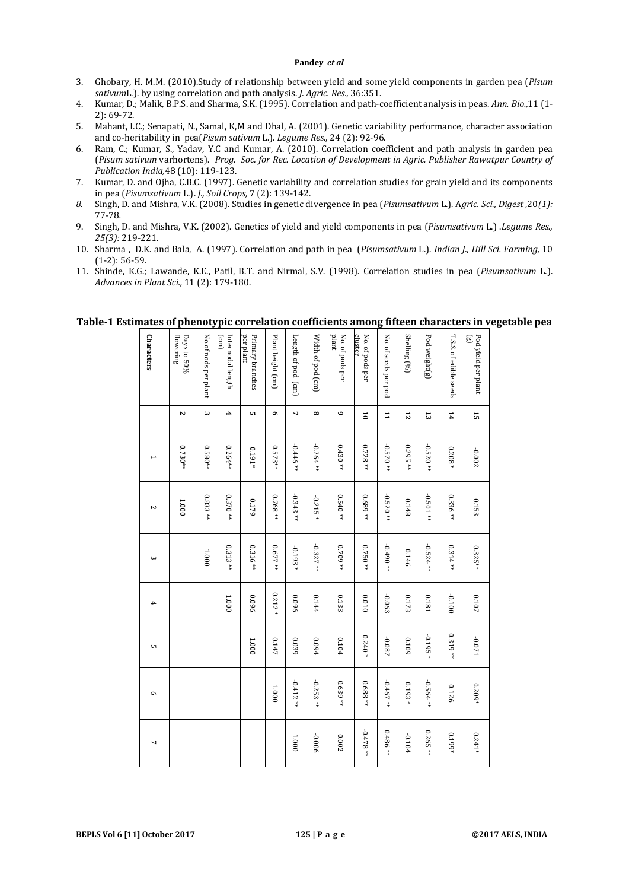3. Ghobary, H. M.M. (2010).Study of relationship between yield and some yield components in garden pea (*Pisum sativum*L.). by using correlation and path analysis. *J. Agric. Res.,* 36:351.
4. Kumar, D.; Malik, B.P.S. and Sharma, S.K. (1995). Correlation and path-coefficient analysis in peas. *Ann. Bio.,*11 (1-2): 69-72.
5. Mahant, I.C.; Senapati, N., Samal, K,M and Dhal, A. (2001). Genetic variability performance, character association and co-heritability in pea(*Pisum sativum* L.). *Legume Res.,* 24 (2): 92-96.
6. Ram, C.; Kumar, S., Yadav, Y.C and Kumar, A. (2010). Correlation coefficient and path analysis in garden pea (*Pisum sativum* varhortens). *Prog. Soc. for Rec. Location of Development in Agric. Publisher Rawatpur Country of Publication India,*48 (10): 119-123.
7. Kumar, D. and Ojha, C.B.C. (1997). Genetic variability and correlation studies for grain yield and its components in pea (*Pisumsativum* L.). *J., Soil Crops,* 7 (2): 139-142.
8. Singh, D. and Mishra, V.K. (2008). Studies in genetic divergence in pea (*Pisumsativum* L.). A*gric. Sci., Digest ,*20*(1):* 77-78.
9. Singh, D. and Mishra, V.K. (2002). Genetics of yield and yield components in pea (*Pisumsativum* L.) .*Legume Res., 25(3):* 219-221.
10. Sharma , D.K. and Bala, A. (1997). Correlation and path in pea (*Pisumsativum* L.). *Indian J., Hill Sci. Farming,* 10 (1-2): 56-59.
11. Shinde, K.G.; Lawande, K.E., Patil, B.T. and Nirmal, S.V. (1998). Correlation studies in pea (*Pisumsativum* L.). *Advances in Plant Sci.,* 11 (2): 179-180.

**Table-1 Estimates of phenotypic correlation coefficients among fifteen characters in vegetable pea**

| Characters | | 1 | 2 | 3 | 4 | 5 | 6 | 7 |
|---|---|---|---|---|---|---|---|---|
| Days to 50% flowering | 2 | 0.730** | 1.000 | | | | | |
| No.of nods per plant | 3 | 0.580** | 0.833 ** | 1.000 | | | | |
| Internodal length (cm) | 4 | 0.264** | 0.370 ** | 0.313 ** | 1.000 | | | |
| Primary branches per plant | 5 | 0.191* | 0.179 | 0.316 ** | 0.096 | 1.000 | | |
| Plant height (cm) | 6 | 0.573** | 0.768 ** | 0.677 ** | 0.212 * | 0.147 | 1.000 | |
| Length of pod (cm) | 7 | -0.446 ** | -0.343 ** | -0.193 * | 0.096 | 0.039 | -0.412 ** | 1.000 |
| Width of pod (cm) | 8 | -0.264 ** | -0.215 * | -0.327 ** | 0.144 | 0.094 | -0.253 ** | -0.006 |
| No. of pods per plant | 9 | 0.430 ** | 0.540 ** | 0.709 ** | 0.133 | 0.104 | 0.639 ** | 0.002 |
| No. of pods per cluster | 10 | 0.728 ** | 0.689 ** | 0.750 ** | 0.010 | 0.240 * | 0.688 ** | -0.478 ** |
| No. of seeds per pod | 11 | -0.570 ** | -0.520 ** | -0.490 ** | -0.063 | -0.087 | -0.467 ** | 0.486 ** |
| Shelling (%) | 12 | 0.295 ** | 0.148 | 0.146 | 0.173 | 0.109 | 0.193 * | -0.104 |
| Pod weight(g) | 13 | -0.520 ** | -0.501 ** | -0.524 ** | 0.181 | -0.195 * | -0.564 ** | 0.265 ** |
| T.S.S. of edible seeds | 14 | 0.208 * | 0.336 ** | 0.314 ** | -0.100 | 0.319 ** | 0.126 | 0.199* |
| Pod yield per plant (g) | 15 | -0.002 | 0.153 | 0.325** | 0.107 | -0.071 | 0.209* | 0.241* |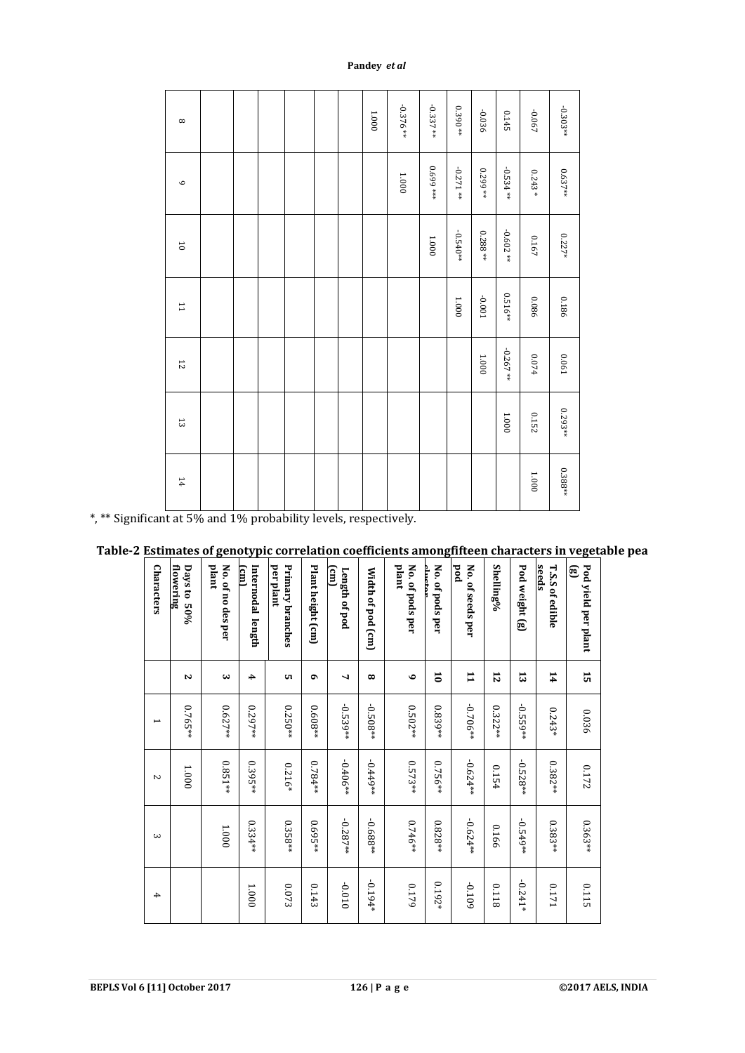| | 8 | 9 | 10 | 11 | 12 | 13 | 14 |
|---|---|---|---|---|---|---|---|
| | | | | | | | |
| | | | | | | | |
| | | | | | | | |
| | | | | | | | |
| | | | | | | | |
| | | | | | | | |
| | 1.000 | | | | | | |
| | -0.376** | 1.000 | | | | | |
| | -0.337** | 0.699*** | 1.000 | | | | |
| | 0.390** | -0.271** | -0.540** | 1.000 | | | |
| | -0.036 | 0.299** | 0.288** | -0.001 | 1.000 | | |
| | 0.145 | -0.534** | -0.602** | 0.516** | -0.267** | 1.000 | |
| | -0.067 | 0.243* | 0.167 | 0.086 | 0.074 | 0.152 | 1.000 |
| | -0.303** | 0.637** | 0.227* | 0.186 | 0.061 | 0.293** | 0.388** |

*, ** Significant at 5% and 1% probability levels, respectively.

**Table-2 Estimates of genotypic correlation coefficients amongfifteen characters in vegetable pea**

| | Characters | 1 | 2 | 3 | 4 |
|---|---|---|---|---|---|
| Days to 50% flowering | 2 | 0.765** | 1.000 | | |
| No. of no des per plant | 3 | 0.627** | 0.851** | 1.000 | |
| Internodal length (cm) | 4 | 0.297** | 0.395** | 0.334** | 1.000 |
| Primary branches per plant | 5 | 0.250** | 0.216* | 0.358** | 0.073 |
| Plant height (cm) | 6 | 0.608** | 0.784** | 0.695** | 0.143 |
| Length of pod (cm) | 7 | -0.539** | -0.406** | -0.287** | -0.010 |
| Width of pod (cm) | 8 | -0.508** | -0.449** | -0.688** | -0.194* |
| No. of pods per plant | 9 | 0.502** | 0.573** | 0.746** | 0.179 |
| No. of pods per cluster | 10 | 0.839** | 0.756** | 0.828** | 0.192* |
| No. of seeds per pod | 11 | -0.706** | -0.624** | -0.624** | -0.109 |
| Shelling% | 12 | 0.322** | 0.154 | 0.166 | 0.118 |
| Pod weight (g) | 13 | -0.559** | -0.528** | -0.549** | -0.241* |
| T.S.S of edible seeds | 14 | 0.243* | 0.382** | 0.383** | 0.171 |
| Pod yield per plant (g) | 15 | 0.036 | 0.172 | 0.363** | 0.115 |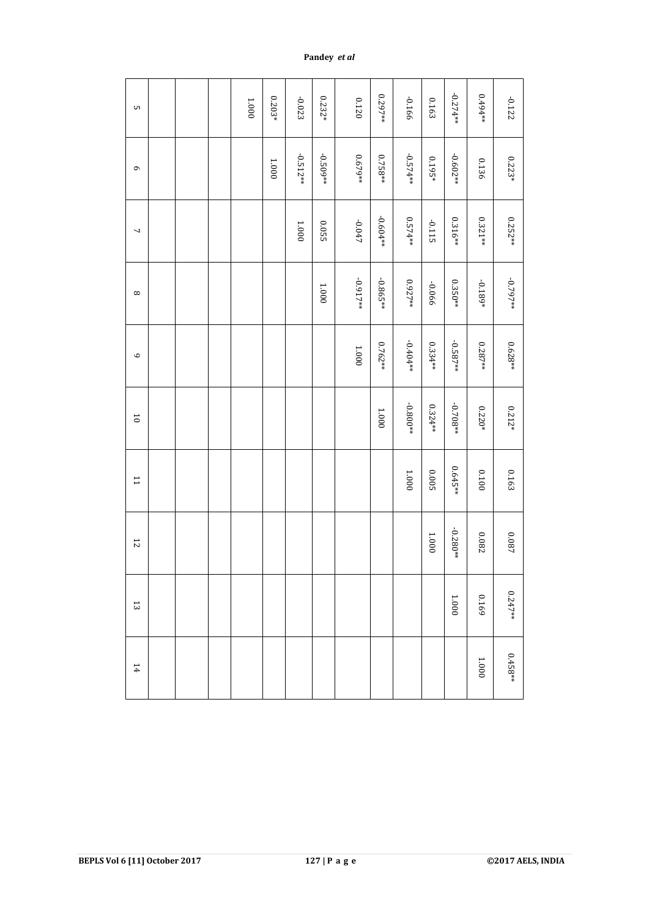| 5 | 6 | 7 | 8 | 9 | 10 | 11 | 12 | 13 | 14 |
|---|---|---|---|---|---|---|---|---|---|
| | | | | | | | | | |
| | | | | | | | | | |
| | | | | | | | | | |
| | | | | | | | | | |
| 1.000 | | | | | | | | | |
| 0.203* | 1.000 | | | | | | | | |
| -0.023 | -0.512** | 1.000 | | | | | | | |
| 0.232* | -0.509** | 0.055 | 1.000 | | | | | | |
| 0.120 | 0.679** | -0.047 | -0.917** | 1.000 | | | | | |
| 0.297** | 0.758** | -0.604** | -0.865** | 0.762** | 1.000 | | | | |
| -0.166 | -0.574** | 0.574** | 0.927** | -0.404** | -0.800** | 1.000 | | | |
| 0.163 | 0.195* | -0.115 | -0.066 | 0.334** | 0.324** | 0.005 | 1.000 | | |
| -0.274** | -0.602** | 0.316** | 0.350** | -0.587** | -0.708** | 0.645** | -0.280** | 1.000 | |
| 0.494** | 0.136 | 0.321** | -0.189* | 0.287** | 0.220* | 0.100 | 0.082 | 0.169 | 1.000 |
| -0.122 | 0.223* | 0.252** | -0.797** | 0.628** | 0.212* | 0.163 | 0.087 | 0.247** | 0.458** |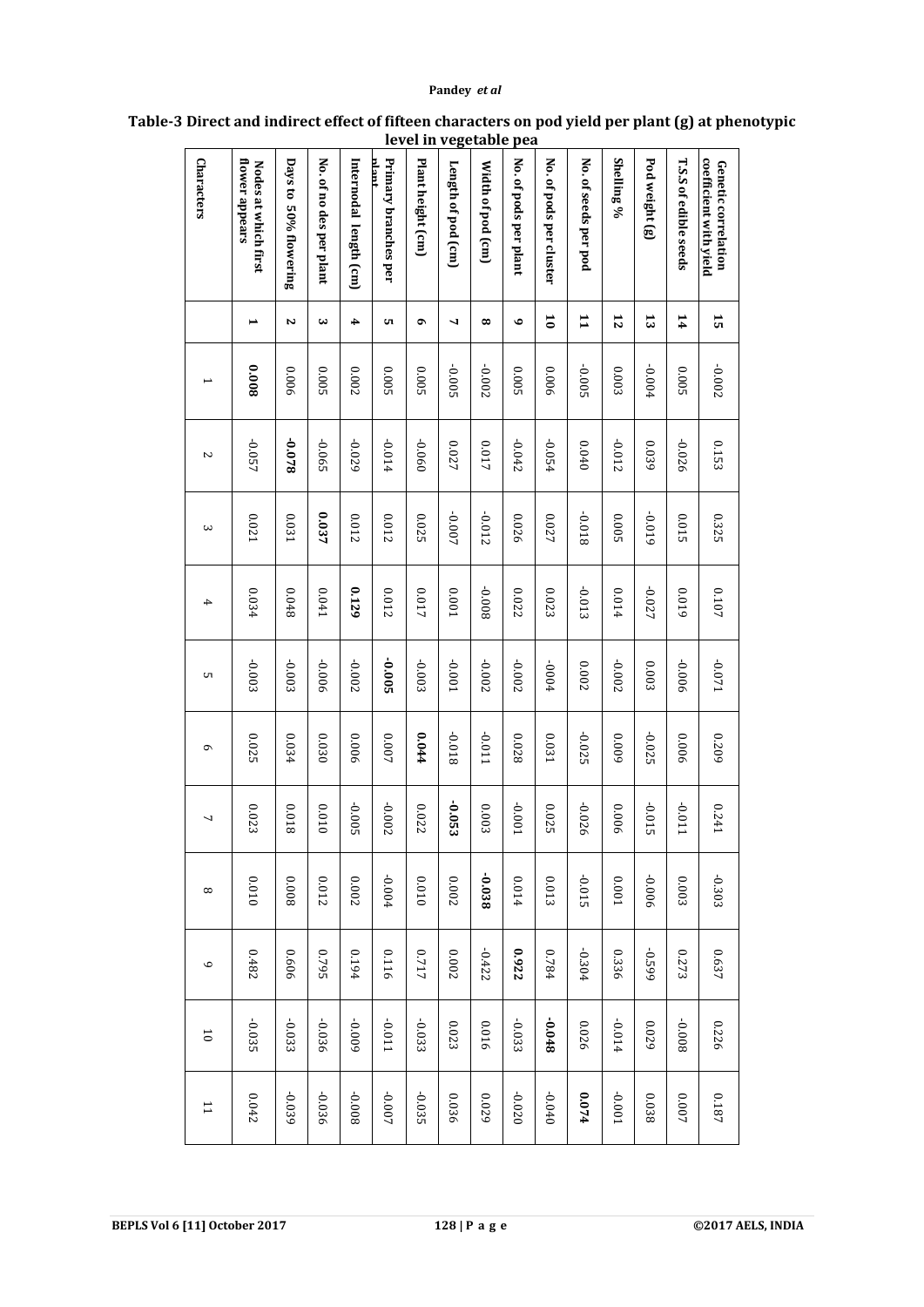**Table-3 Direct and indirect effect of fifteen characters on pod yield per plant (g) at phenotypic level in vegetable pea**

| Characters | | 1 | 2 | 3 | 4 | 5 | 6 | 7 | 8 | 9 | 10 | 11 |
|---|---|---|---|---|---|---|---|---|---|---|---|---|
| **Nodes at which first flower appears** | **1** | **0.008** | -0.057 | 0.021 | 0.034 | -0.003 | 0.025 | 0.023 | 0.010 | 0.482 | -0.035 | 0.042 |
| **Days to 50% flowering** | **2** | 0.006 | **-0.078** | 0.031 | 0.048 | -0.003 | 0.034 | 0.018 | 0.008 | 0.606 | -0.033 | -0.039 |
| **No. of no des per plant** | **3** | 0.005 | -0.065 | **0.037** | 0.041 | -0.006 | 0.030 | 0.010 | 0.012 | 0.795 | -0.036 | -0.036 |
| **Internodal length (cm)** | **4** | 0.002 | -0.029 | 0.012 | **0.129** | -0.002 | 0.006 | -0.005 | 0.002 | 0.194 | -0.009 | -0.008 |
| **Primary branches per plant** | **5** | 0.005 | -0.014 | 0.012 | 0.012 | **-0.005** | 0.007 | -0.002 | -0.004 | 0.116 | -0.011 | -0.007 |
| **Plant height (cm)** | **6** | 0.005 | -0.060 | 0.025 | 0.017 | -0.003 | **0.044** | 0.022 | 0.010 | 0.717 | -0.033 | -0.035 |
| **Length of pod (cm)** | **7** | -0.005 | 0.027 | -0.007 | 0.001 | -0.001 | -0.018 | **-0.053** | 0.002 | 0.002 | 0.023 | 0.036 |
| **Width of pod (cm)** | **8** | -0.002 | 0.017 | -0.012 | -0.008 | -0.002 | -0.011 | 0.003 | **-0.038** | -0.422 | 0.016 | 0.029 |
| **No. of pods per plant** | **9** | 0.005 | -0.042 | 0.026 | 0.022 | -0.002 | 0.028 | -0.001 | 0.014 | **0.922** | -0.033 | -0.020 |
| **No. of pods per cluster** | **10** | 0.006 | -0.054 | 0.027 | 0.023 | -0004 | 0.031 | 0.025 | 0.013 | 0.784 | **-0.048** | -0.040 |
| **No. of seeds per pod** | **11** | -0.005 | 0.040 | -0.018 | -0.013 | 0.002 | -0.025 | -0.026 | -0.015 | -0.304 | 0.026 | **0.074** |
| **Shelling %** | **12** | 0.003 | -0.012 | 0.005 | 0.014 | -0.002 | 0.009 | 0.006 | 0.001 | 0.336 | -0.014 | -0.001 |
| **Pod weight (g)** | **13** | -0.004 | 0.039 | -0.019 | -0.027 | 0.003 | -0.025 | -0.015 | -0.006 | -0.599 | 0.029 | 0.038 |
| **T.S.S of edible seeds** | **14** | 0.005 | -0.026 | 0.015 | 0.019 | -0.006 | 0.006 | -0.011 | 0.003 | 0.273 | -0.008 | 0.007 |
| **Genetic correlation coefficient with yield** | **15** | -0.002 | 0.153 | 0.325 | 0.107 | -0.071 | 0.209 | 0.241 | -0.303 | 0.637 | 0.226 | 0.187 |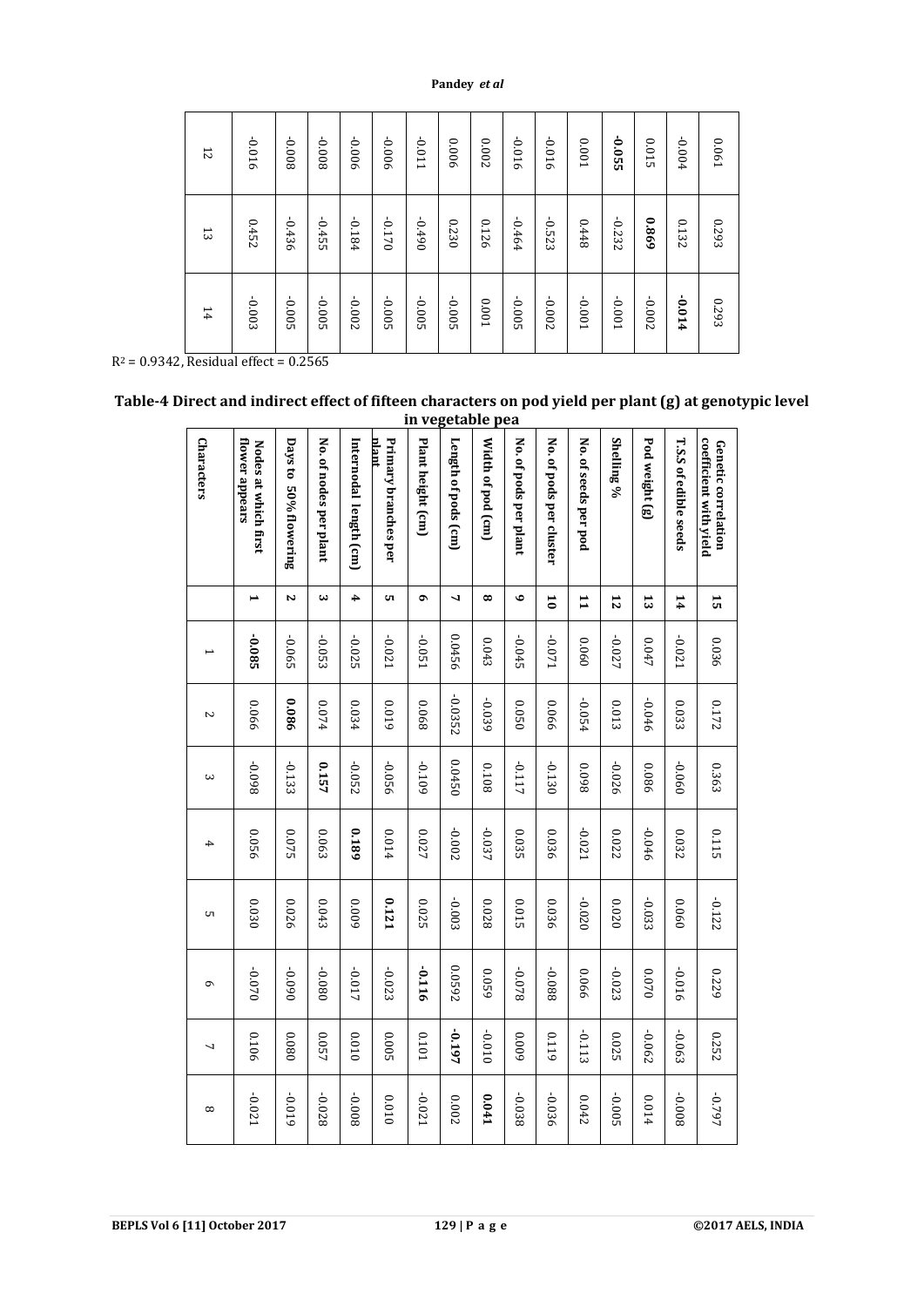| | 12 | 13 | 14 |
|---|---|---|---|
| 1 | -0.016 | 0.452 | -0.003 |
| 2 | -0.008 | -0.436 | -0.005 |
| 3 | -0.008 | -0.455 | -0.005 |
| 4 | -0.006 | -0.184 | -0.002 |
| 5 | -0.006 | -0.170 | -0.005 |
| 6 | -0.011 | -0.490 | -0.005 |
| 7 | 0.006 | 0.230 | -0.005 |
| 8 | 0.002 | 0.126 | 0.001 |
| 9 | -0.016 | -0.464 | -0.005 |
| 10 | -0.016 | -0.523 | -0.002 |
| 11 | 0.001 | 0.448 | -0.001 |
| 12 | **-0.055** | -0.232 | -0.001 |
| 13 | 0.015 | **0.869** | -0.002 |
| 14 | -0.004 | 0.132 | **-0.014** |
| 15 | 0.061 | 0.293 | 0.293 |

$R^2$ = 0.9342, Residual effect = 0.2565

**Table-4 Direct and indirect effect of fifteen characters on pod yield per plant (g) at genotypic level in vegetable pea**

| Characters | | 1 | 2 | 3 | 4 | 5 | 6 | 7 | 8 |
|---|---|---|---|---|---|---|---|---|---|
| **Nodes at which first flower appears** | **1** | **-0.085** | 0.066 | -0.098 | 0.056 | 0.030 | -0.070 | 0.106 | -0.021 |
| **Days to 50% flowering** | **2** | -0.065 | **0.086** | -0.133 | 0.075 | 0.026 | -0.090 | 0.080 | -0.019 |
| **No. of nodes per plant** | **3** | -0.053 | 0.074 | **0.157** | 0.063 | 0.043 | -0.080 | 0.057 | -0.028 |
| **Internodal length (cm)** | **4** | -0.025 | 0.034 | -0.052 | **0.189** | 0.009 | -0.017 | 0.010 | -0.008 |
| **Primary branches per plant** | **5** | -0.021 | 0.019 | -0.056 | 0.014 | **0.121** | -0.023 | 0.005 | 0.010 |
| **Plant height (cm)** | **6** | -0.051 | 0.068 | -0.109 | 0.027 | 0.025 | **-0.116** | 0.101 | -0.021 |
| **Length of pods (cm)** | **7** | 0.0456 | -0.0352 | 0.0450 | -0.002 | -0.003 | 0.0592 | **-0.197** | 0.002 |
| **Width of pod (cm)** | **8** | 0.043 | -0.039 | 0.108 | -0.037 | 0.028 | 0.059 | -0.010 | **0.041** |
| **No. of pods per plant** | **9** | -0.045 | 0.050 | -0.117 | 0.035 | 0.015 | -0.078 | 0.009 | -0.038 |
| **No. of pods per cluster** | **10** | -0.071 | 0.066 | -0.130 | 0.036 | 0.036 | -0.088 | 0.119 | -0.036 |
| **No. of seeds per pod** | **11** | 0.060 | -0.054 | 0.098 | -0.021 | -0.020 | 0.066 | -0.113 | 0.042 |
| **Shelling %** | **12** | -0.027 | 0.013 | -0.026 | 0.022 | 0.020 | -0.023 | 0.025 | -0.005 |
| **Pod weight (g)** | **13** | 0.047 | -0.046 | 0.086 | -0.046 | -0.033 | 0.070 | -0.062 | 0.014 |
| **T.S.S of edible seeds** | **14** | -0.021 | 0.033 | -0.060 | 0.032 | 0.060 | -0.016 | -0.063 | -0.008 |
| **Genetic correlation coefficient with yield** | **15** | 0.036 | 0.172 | 0.363 | 0.115 | -0.122 | 0.229 | 0.252 | -0.797 |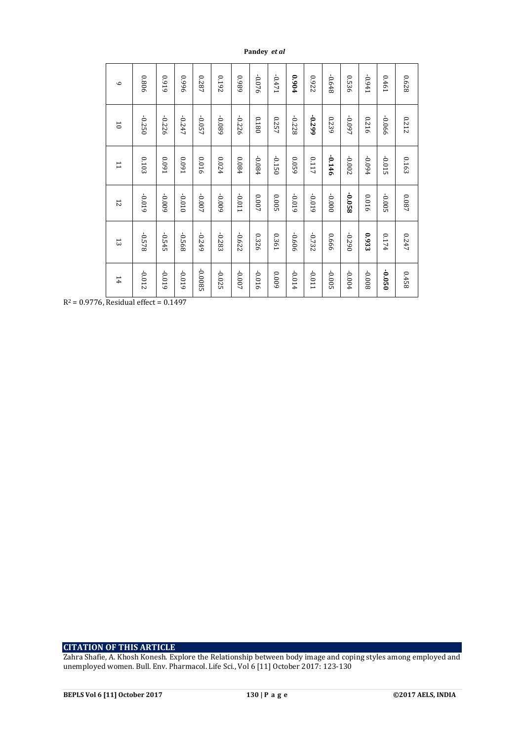| 9 | 10 | 11 | 12 | 13 | 14 |
|---|---|---|---|---|---|
| 0.806 | -0.250 | 0.103 | -0.019 | -0.578 | -0.012 |
| 0.919 | -0.226 | 0.091 | -0.009 | -0.545 | -0.019 |
| 0.996 | -0.247 | 0.091 | -0.010 | -0.568 | -0.019 |
| 0.287 | -0.057 | 0.016 | -0.007 | -0.249 | -0.0085 |
| 0.192 | -0.089 | 0.024 | -0.009 | -0.283 | -0.025 |
| 0.989 | -0.226 | 0.084 | -0.011 | -0.622 | -0.007 |
| -0.076 | 0.180 | -0.084 | 0.007 | 0.326 | -0.016 |
| -0.471 | 0.257 | -0.150 | 0.005 | 0.361 | 0.009 |
| **0.904** | -0.228 | 0.059 | -0.019 | -0.606 | -0.014 |
| 0.922 | **-0.299** | 0.117 | -0.019 | -0.732 | -0.011 |
| -0.648 | 0.239 | **-0.146** | -0.000 | 0.666 | -0.005 |
| 0.536 | -0.097 | -0.002 | **-0.058** | -0.290 | -0.004 |
| -0.941 | 0.216 | -0.094 | 0.016 | **0.933** | -0.008 |
| 0.461 | -0.066 | -0.015 | -0.005 | 0.174 | **-0.050** |
| 0.628 | 0.212 | 0.163 | 0.087 | 0.247 | 0.458 |

$R^2 = 0.9776$, Residual effect = 0.1497

## CITATION OF THIS ARTICLE

Zahra Shafie, A. Khosh Konesh. Explore the Relationship between body image and coping styles among employed and unemployed women. Bull. Env. Pharmacol. Life Sci., Vol 6 [11] October 2017: 123-130